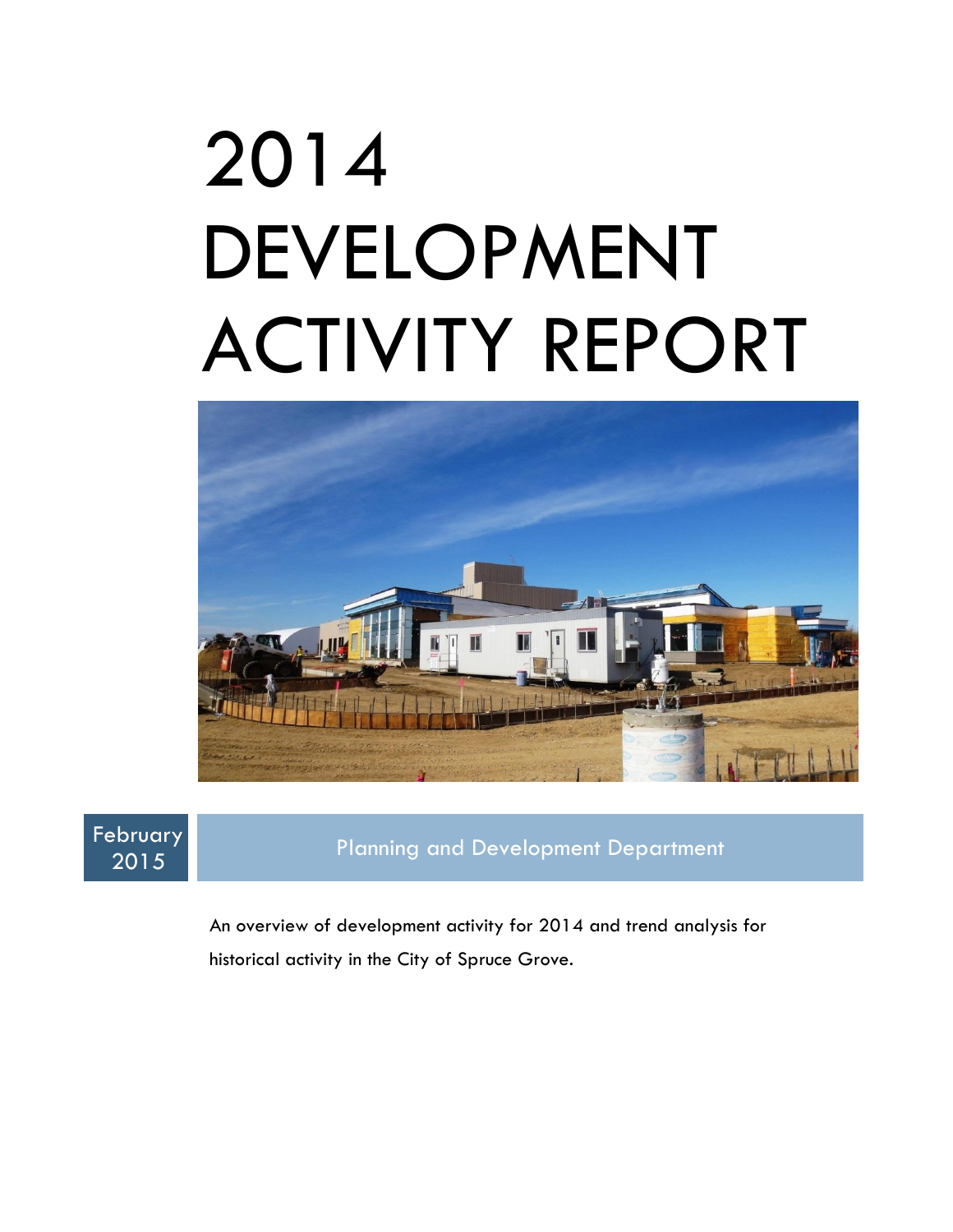# 2014 DEVELOPMENT ACTIVITY REPORT

February 2015

Planning and Development Department

An overview of development activity for 2014 and trend analysis for historical activity in the City of Spruce Grove.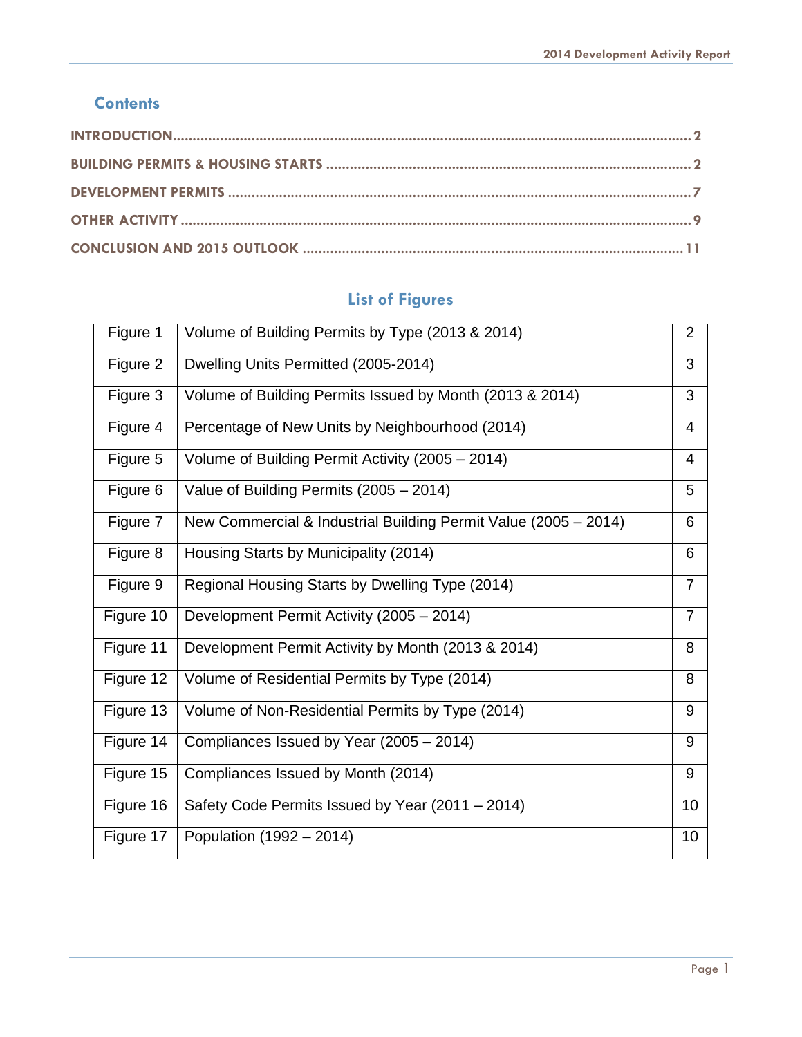## Contents

INTRODUCTION .......... 2

BUILDING PERMITS & HOUSING STARTS .......... 2

DEVELOPMENT PERMITS .......... 7

OTHER ACTIVITY .......... 9

CONCLUSION AND 2015 OUTLOOK .......... 11

## List of Figures

| | | |
|---|---|---|
| Figure 1 | Volume of Building Permits by Type (2013 & 2014) | 2 |
| Figure 2 | Dwelling Units Permitted (2005-2014) | 3 |
| Figure 3 | Volume of Building Permits Issued by Month (2013 & 2014) | 3 |
| Figure 4 | Percentage of New Units by Neighbourhood (2014) | 4 |
| Figure 5 | Volume of Building Permit Activity (2005 – 2014) | 4 |
| Figure 6 | Value of Building Permits (2005 – 2014) | 5 |
| Figure 7 | New Commercial & Industrial Building Permit Value (2005 – 2014) | 6 |
| Figure 8 | Housing Starts by Municipality (2014) | 6 |
| Figure 9 | Regional Housing Starts by Dwelling Type (2014) | 7 |
| Figure 10 | Development Permit Activity (2005 – 2014) | 7 |
| Figure 11 | Development Permit Activity by Month (2013 & 2014) | 8 |
| Figure 12 | Volume of Residential Permits by Type (2014) | 8 |
| Figure 13 | Volume of Non-Residential Permits by Type (2014) | 9 |
| Figure 14 | Compliances Issued by Year (2005 – 2014) | 9 |
| Figure 15 | Compliances Issued by Month (2014) | 9 |
| Figure 16 | Safety Code Permits Issued by Year (2011 – 2014) | 10 |
| Figure 17 | Population (1992 – 2014) | 10 |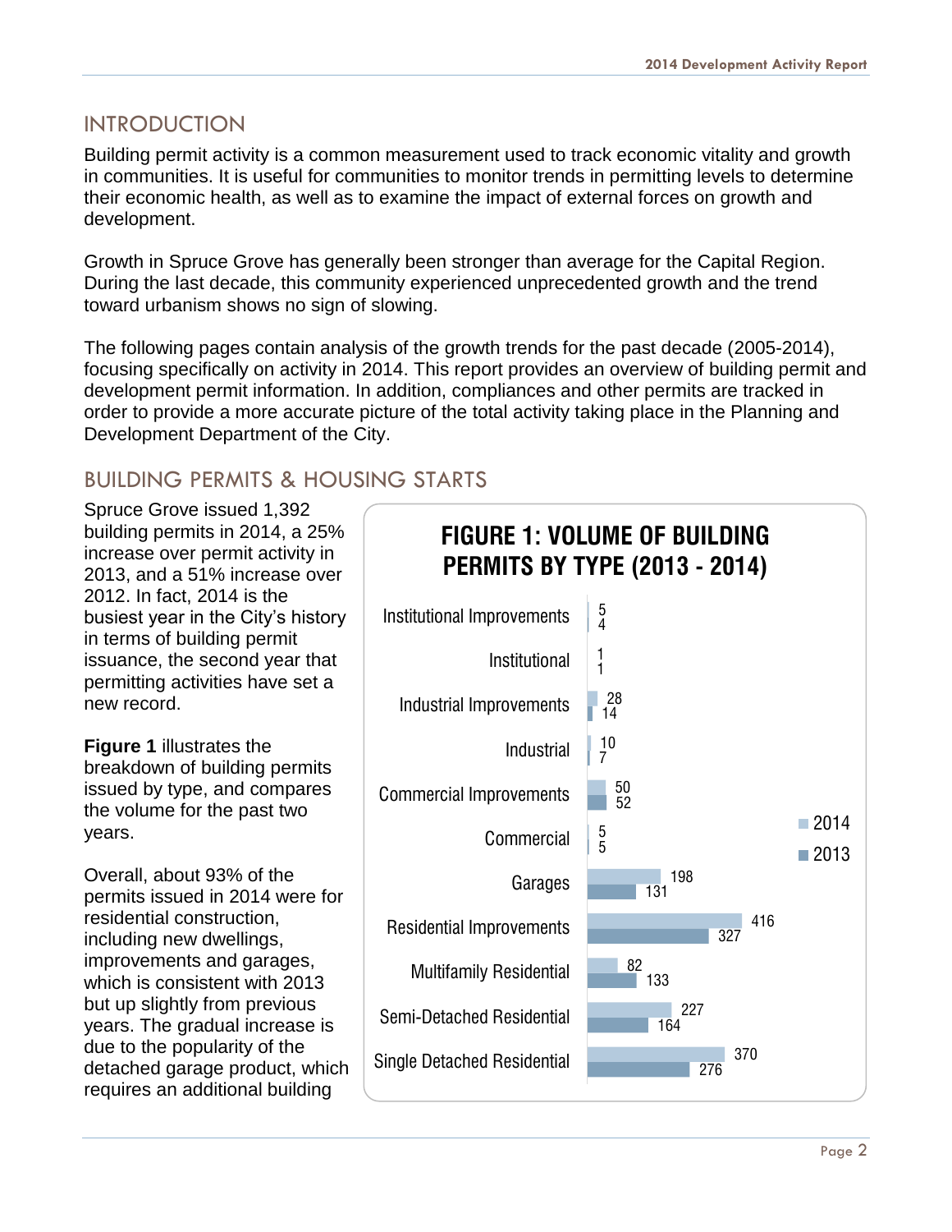## INTRODUCTION

Building permit activity is a common measurement used to track economic vitality and growth in communities. It is useful for communities to monitor trends in permitting levels to determine their economic health, as well as to examine the impact of external forces on growth and development.

Growth in Spruce Grove has generally been stronger than average for the Capital Region. During the last decade, this community experienced unprecedented growth and the trend toward urbanism shows no sign of slowing.

The following pages contain analysis of the growth trends for the past decade (2005-2014), focusing specifically on activity in 2014. This report provides an overview of building permit and development permit information. In addition, compliances and other permits are tracked in order to provide a more accurate picture of the total activity taking place in the Planning and Development Department of the City.

## BUILDING PERMITS & HOUSING STARTS

Spruce Grove issued 1,392 building permits in 2014, a 25% increase over permit activity in 2013, and a 51% increase over 2012. In fact, 2014 is the busiest year in the City's history in terms of building permit issuance, the second year that permitting activities have set a new record.

**Figure 1** illustrates the breakdown of building permits issued by type, and compares the volume for the past two years.

Overall, about 93% of the permits issued in 2014 were for residential construction, including new dwellings, improvements and garages, which is consistent with 2013 but up slightly from previous years. The gradual increase is due to the popularity of the detached garage product, which requires an additional building

**FIGURE 1: VOLUME OF BUILDING PERMITS BY TYPE (2013 - 2014)**

| Type | 2014 | 2013 |
|---|---|---|
| Institutional Improvements | 5 | 4 |
| Institutional | 1 | 1 |
| Industrial Improvements | 28 | 14 |
| Industrial | 10 | 7 |
| Commercial Improvements | 50 | 52 |
| Commercial | 5 | 5 |
| Garages | 198 | 131 |
| Residential Improvements | 416 | 327 |
| Multifamily Residential | 82 | 133 |
| Semi-Detached Residential | 227 | 164 |
| Single Detached Residential | 370 | 276 |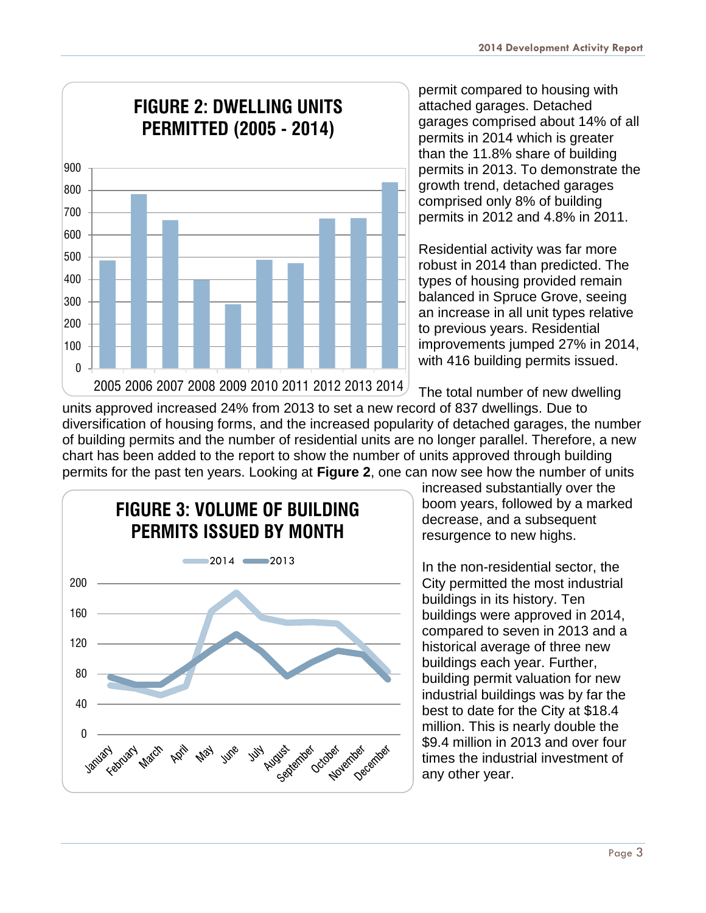**FIGURE 2: DWELLING UNITS PERMITTED (2005 - 2014)**

**FIGURE 3: VOLUME OF BUILDING PERMITS ISSUED BY MONTH**

permit compared to housing with attached garages. Detached garages comprised about 14% of all permits in 2014 which is greater than the 11.8% share of building permits in 2013. To demonstrate the growth trend, detached garages comprised only 8% of building permits in 2012 and 4.8% in 2011.

Residential activity was far more robust in 2014 than predicted. The types of housing provided remain balanced in Spruce Grove, seeing an increase in all unit types relative to previous years. Residential improvements jumped 27% in 2014, with 416 building permits issued.

The total number of new dwelling units approved increased 24% from 2013 to set a new record of 837 dwellings. Due to diversification of housing forms, and the increased popularity of detached garages, the number of building permits and the number of residential units are no longer parallel. Therefore, a new chart has been added to the report to show the number of units approved through building permits for the past ten years. Looking at **Figure 2**, one can now see how the number of units increased substantially over the boom years, followed by a marked decrease, and a subsequent resurgence to new highs.

In the non-residential sector, the City permitted the most industrial buildings in its history. Ten buildings were approved in 2014, compared to seven in 2013 and a historical average of three new buildings each year. Further, building permit valuation for new industrial buildings was by far the best to date for the City at $18.4 million. This is nearly double the $9.4 million in 2013 and over four times the industrial investment of any other year.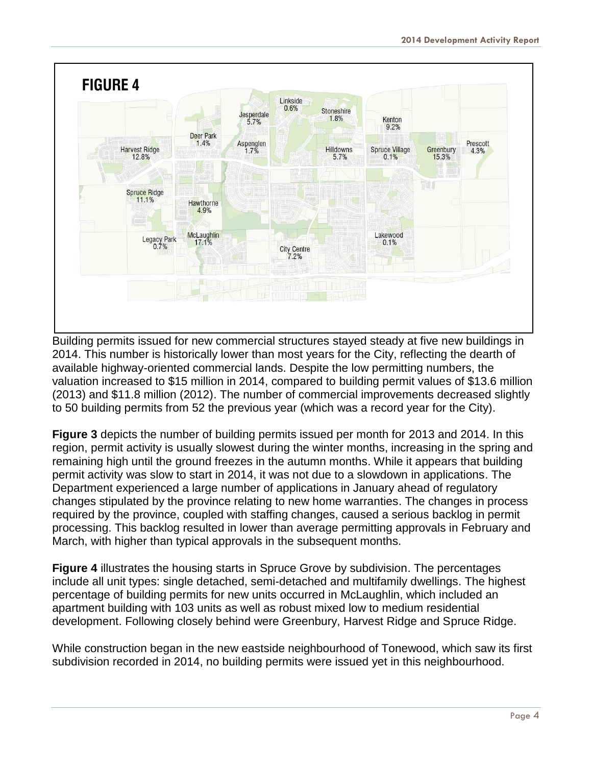**FIGURE 4**

Building permits issued for new commercial structures stayed steady at five new buildings in 2014. This number is historically lower than most years for the City, reflecting the dearth of available highway-oriented commercial lands. Despite the low permitting numbers, the valuation increased to $15 million in 2014, compared to building permit values of $13.6 million (2013) and $11.8 million (2012). The number of commercial improvements decreased slightly to 50 building permits from 52 the previous year (which was a record year for the City).

**Figure 3** depicts the number of building permits issued per month for 2013 and 2014. In this region, permit activity is usually slowest during the winter months, increasing in the spring and remaining high until the ground freezes in the autumn months. While it appears that building permit activity was slow to start in 2014, it was not due to a slowdown in applications. The Department experienced a large number of applications in January ahead of regulatory changes stipulated by the province relating to new home warranties. The changes in process required by the province, coupled with staffing changes, caused a serious backlog in permit processing. This backlog resulted in lower than average permitting approvals in February and March, with higher than typical approvals in the subsequent months.

**Figure 4** illustrates the housing starts in Spruce Grove by subdivision. The percentages include all unit types: single detached, semi-detached and multifamily dwellings. The highest percentage of building permits for new units occurred in McLaughlin, which included an apartment building with 103 units as well as robust mixed low to medium residential development. Following closely behind were Greenbury, Harvest Ridge and Spruce Ridge.

While construction began in the new eastside neighbourhood of Tonewood, which saw its first subdivision recorded in 2014, no building permits were issued yet in this neighbourhood.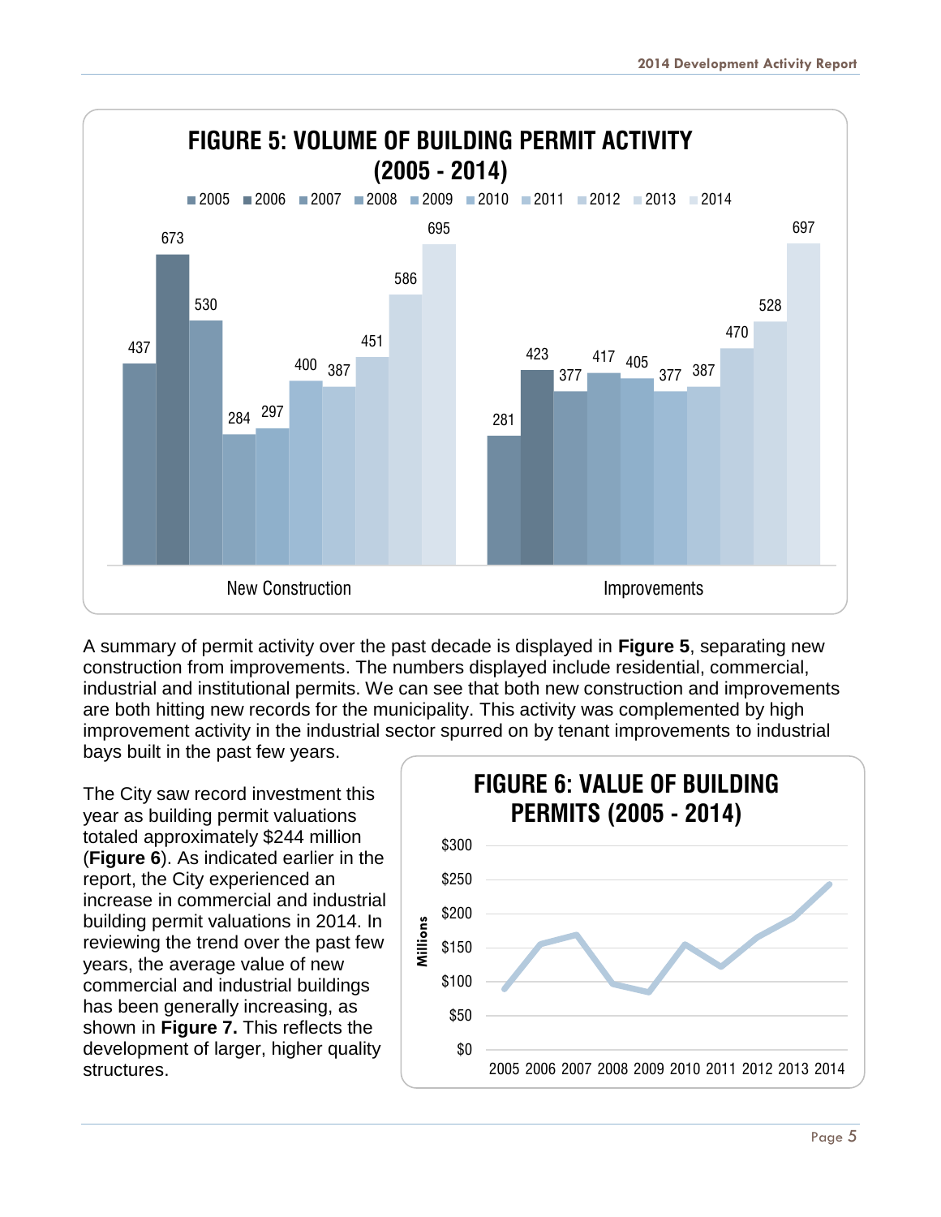## FIGURE 5: VOLUME OF BUILDING PERMIT ACTIVITY (2005 - 2014)

| | 2005 | 2006 | 2007 | 2008 | 2009 | 2010 | 2011 | 2012 | 2013 | 2014 |
|---|---|---|---|---|---|---|---|---|---|---|
| New Construction | 437 | 673 | 530 | 284 | 297 | 400 | 387 | 451 | 586 | 695 |
| Improvements | 281 | 423 | 377 | 417 | 405 | 377 | 387 | 470 | 528 | 697 |

A summary of permit activity over the past decade is displayed in **Figure 5**, separating new construction from improvements. The numbers displayed include residential, commercial, industrial and institutional permits. We can see that both new construction and improvements are both hitting new records for the municipality. This activity was complemented by high improvement activity in the industrial sector spurred on by tenant improvements to industrial bays built in the past few years.

The City saw record investment this year as building permit valuations totaled approximately $244 million (**Figure 6**). As indicated earlier in the report, the City experienced an increase in commercial and industrial building permit valuations in 2014. In reviewing the trend over the past few years, the average value of new commercial and industrial buildings has been generally increasing, as shown in **Figure 7.** This reflects the development of larger, higher quality structures.

## FIGURE 6: VALUE OF BUILDING PERMITS (2005 - 2014)

Millions: $0, $50, $100, $150, $200, $250, $300

2005 2006 2007 2008 2009 2010 2011 2012 2013 2014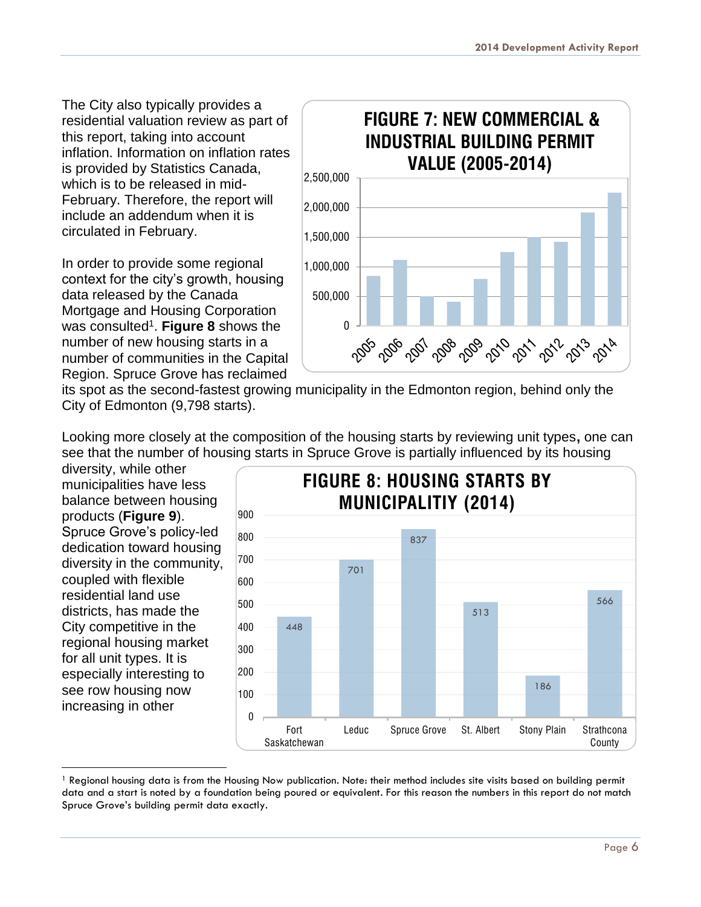The City also typically provides a residential valuation review as part of this report, taking into account inflation. Information on inflation rates is provided by Statistics Canada, which is to be released in mid-February. Therefore, the report will include an addendum when it is circulated in February.

**FIGURE 7: NEW COMMERCIAL & INDUSTRIAL BUILDING PERMIT VALUE (2005-2014)**

In order to provide some regional context for the city's growth, housing data released by the Canada Mortgage and Housing Corporation was consulted[1]. **Figure 8** shows the number of new housing starts in a number of communities in the Capital Region. Spruce Grove has reclaimed its spot as the second-fastest growing municipality in the Edmonton region, behind only the City of Edmonton (9,798 starts).

Looking more closely at the composition of the housing starts by reviewing unit types**,** one can see that the number of housing starts in Spruce Grove is partially influenced by its housing diversity, while other municipalities have less balance between housing products (**Figure 9**). Spruce Grove's policy-led dedication toward housing diversity in the community, coupled with flexible residential land use districts, has made the City competitive in the regional housing market for all unit types. It is especially interesting to see row housing now increasing in other

**FIGURE 8: HOUSING STARTS BY MUNICIPALITIY (2014)**

| Municipality | Housing Starts |
|---|---|
| Fort Saskatchewan | 448 |
| Leduc | 701 |
| Spruce Grove | 837 |
| St. Albert | 513 |
| Stony Plain | 186 |
| Strathcona County | 566 |

[1] Regional housing data is from the Housing Now publication. Note: their method includes site visits based on building permit data and a start is noted by a foundation being poured or equivalent. For this reason the numbers in this report do not match Spruce Grove's building permit data exactly.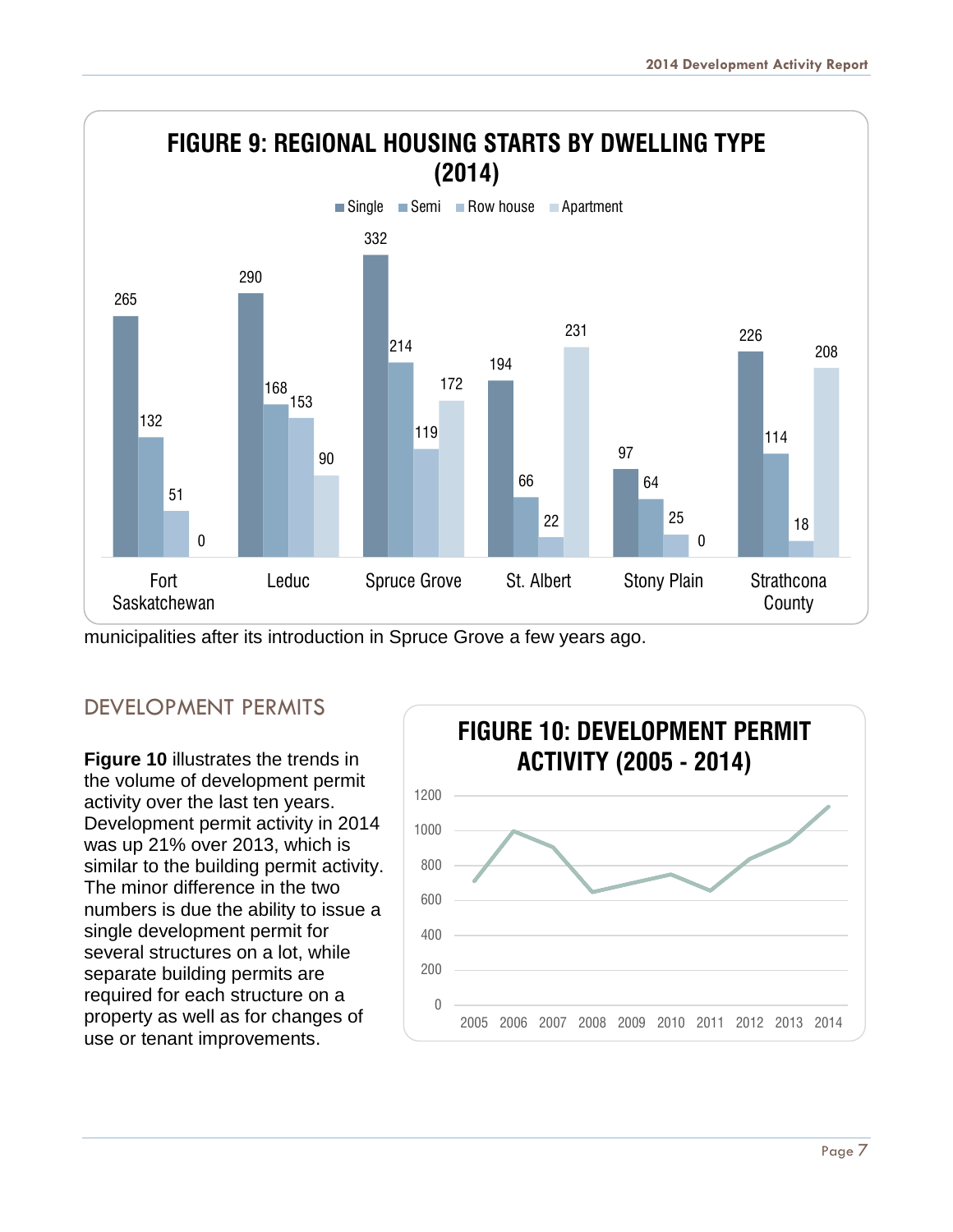**FIGURE 9: REGIONAL HOUSING STARTS BY DWELLING TYPE (2014)**

| Municipality | Single | Semi | Row house | Apartment |
|---|---|---|---|---|
| Fort Saskatchewan | 265 | 132 | 51 | 0 |
| Leduc | 290 | 168 | 153 | 90 |
| Spruce Grove | 332 | 214 | 119 | 172 |
| St. Albert | 194 | 66 | 22 | 231 |
| Stony Plain | 97 | 64 | 25 | 0 |
| Strathcona County | 226 | 114 | 18 | 208 |

municipalities after its introduction in Spruce Grove a few years ago.

## DEVELOPMENT PERMITS

**Figure 10** illustrates the trends in the volume of development permit activity over the last ten years. Development permit activity in 2014 was up 21% over 2013, which is similar to the building permit activity. The minor difference in the two numbers is due the ability to issue a single development permit for several structures on a lot, while separate building permits are required for each structure on a property as well as for changes of use or tenant improvements.

**FIGURE 10: DEVELOPMENT PERMIT ACTIVITY (2005 - 2014)**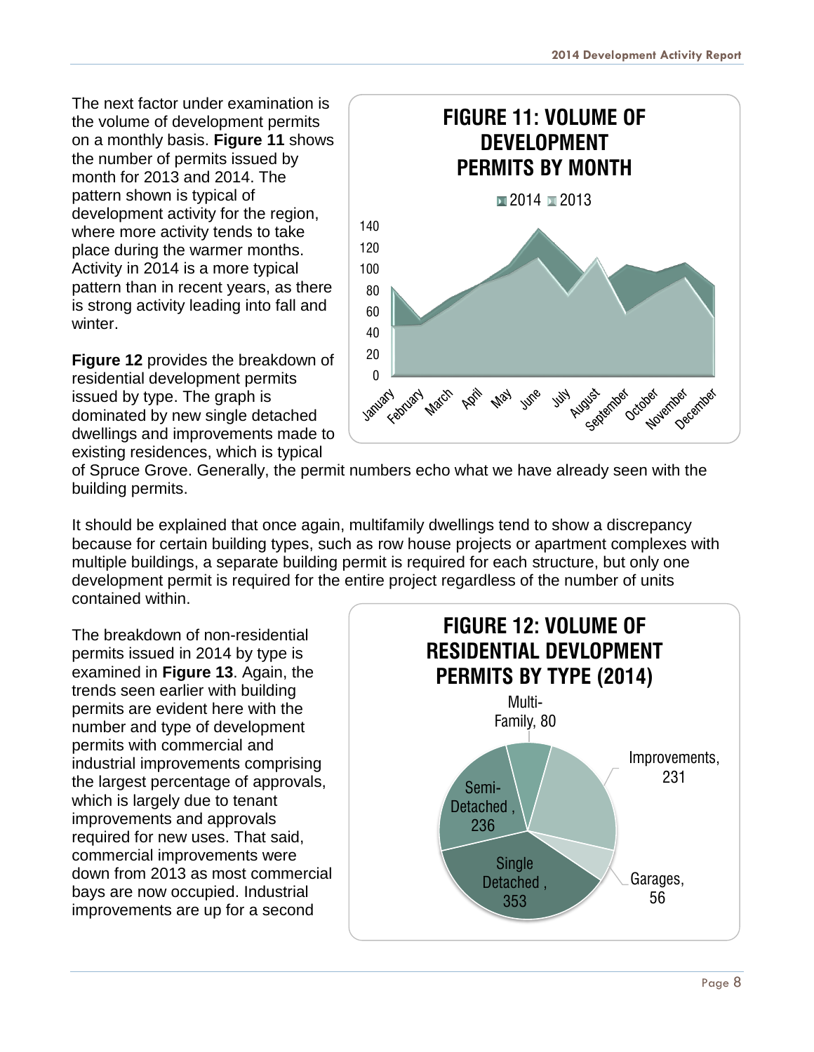The next factor under examination is the volume of development permits on a monthly basis. **Figure 11** shows the number of permits issued by month for 2013 and 2014. The pattern shown is typical of development activity for the region, where more activity tends to take place during the warmer months. Activity in 2014 is a more typical pattern than in recent years, as there is strong activity leading into fall and winter.

**FIGURE 11: VOLUME OF DEVELOPMENT PERMITS BY MONTH**

**Figure 12** provides the breakdown of residential development permits issued by type. The graph is dominated by new single detached dwellings and improvements made to existing residences, which is typical of Spruce Grove. Generally, the permit numbers echo what we have already seen with the building permits.

It should be explained that once again, multifamily dwellings tend to show a discrepancy because for certain building types, such as row house projects or apartment complexes with multiple buildings, a separate building permit is required for each structure, but only one development permit is required for the entire project regardless of the number of units contained within.

**FIGURE 12: VOLUME OF RESIDENTIAL DEVLOPMENT PERMITS BY TYPE (2014)**

| Type | Permits |
| --- | --- |
| Single Detached | 353 |
| Semi-Detached | 236 |
| Multi-Family | 80 |
| Improvements | 231 |
| Garages | 56 |

The breakdown of non-residential permits issued in 2014 by type is examined in **Figure 13**. Again, the trends seen earlier with building permits are evident here with the number and type of development permits with commercial and industrial improvements comprising the largest percentage of approvals, which is largely due to tenant improvements and approvals required for new uses. That said, commercial improvements were down from 2013 as most commercial bays are now occupied. Industrial improvements are up for a second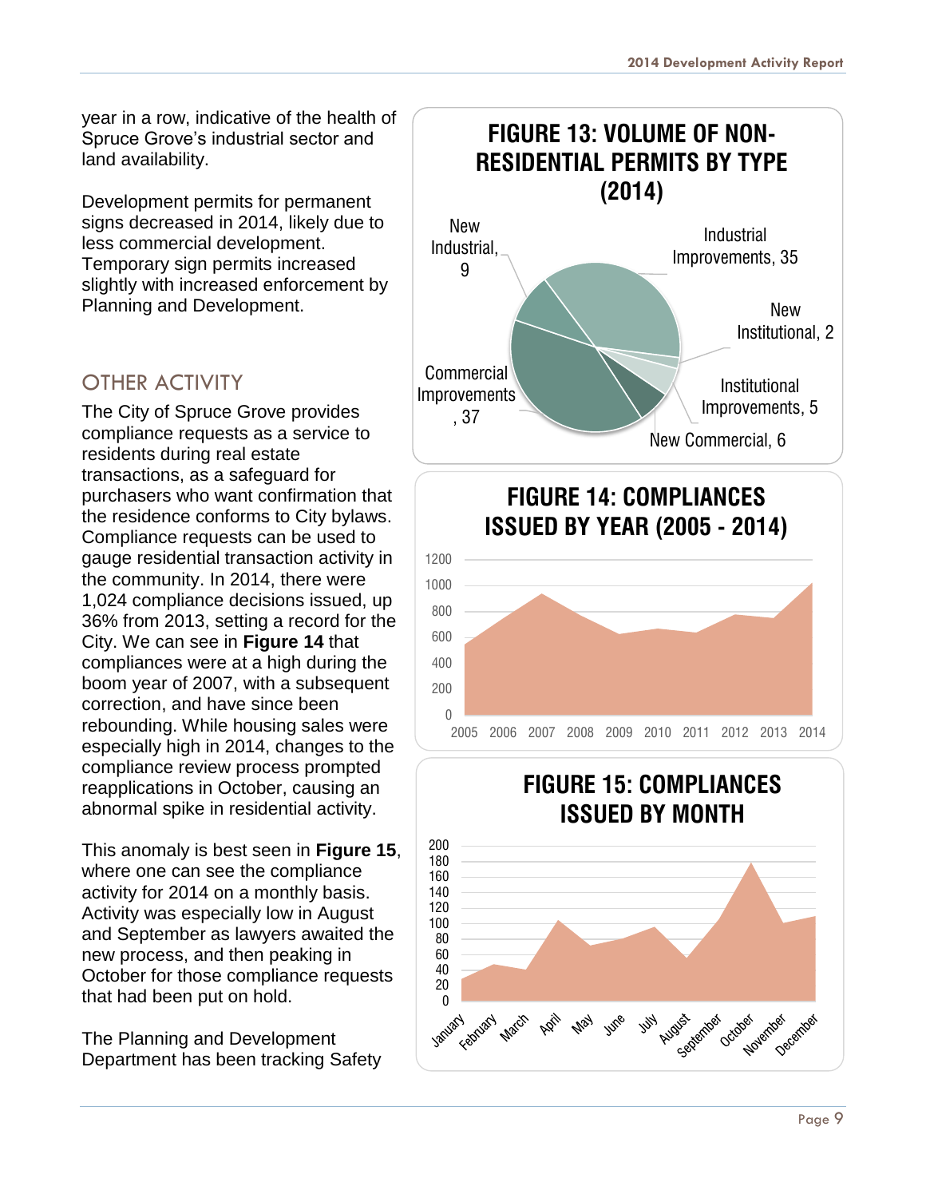year in a row, indicative of the health of Spruce Grove's industrial sector and land availability.

Development permits for permanent signs decreased in 2014, likely due to less commercial development. Temporary sign permits increased slightly with increased enforcement by Planning and Development.

## OTHER ACTIVITY

The City of Spruce Grove provides compliance requests as a service to residents during real estate transactions, as a safeguard for purchasers who want confirmation that the residence conforms to City bylaws. Compliance requests can be used to gauge residential transaction activity in the community. In 2014, there were 1,024 compliance decisions issued, up 36% from 2013, setting a record for the City. We can see in **Figure 14** that compliances were at a high during the boom year of 2007, with a subsequent correction, and have since been rebounding. While housing sales were especially high in 2014, changes to the compliance review process prompted reapplications in October, causing an abnormal spike in residential activity.

This anomaly is best seen in **Figure 15**, where one can see the compliance activity for 2014 on a monthly basis. Activity was especially low in August and September as lawyers awaited the new process, and then peaking in October for those compliance requests that had been put on hold.

The Planning and Development Department has been tracking Safety

**FIGURE 13: VOLUME OF NON-RESIDENTIAL PERMITS BY TYPE (2014)**

| Type | Permits |
|---|---|
| New Industrial | 9 |
| Industrial Improvements | 35 |
| New Institutional | 2 |
| Institutional Improvements | 5 |
| New Commercial | 6 |
| Commercial Improvements | 37 |

**FIGURE 14: COMPLIANCES ISSUED BY YEAR (2005 - 2014)**

**FIGURE 15: COMPLIANCES ISSUED BY MONTH**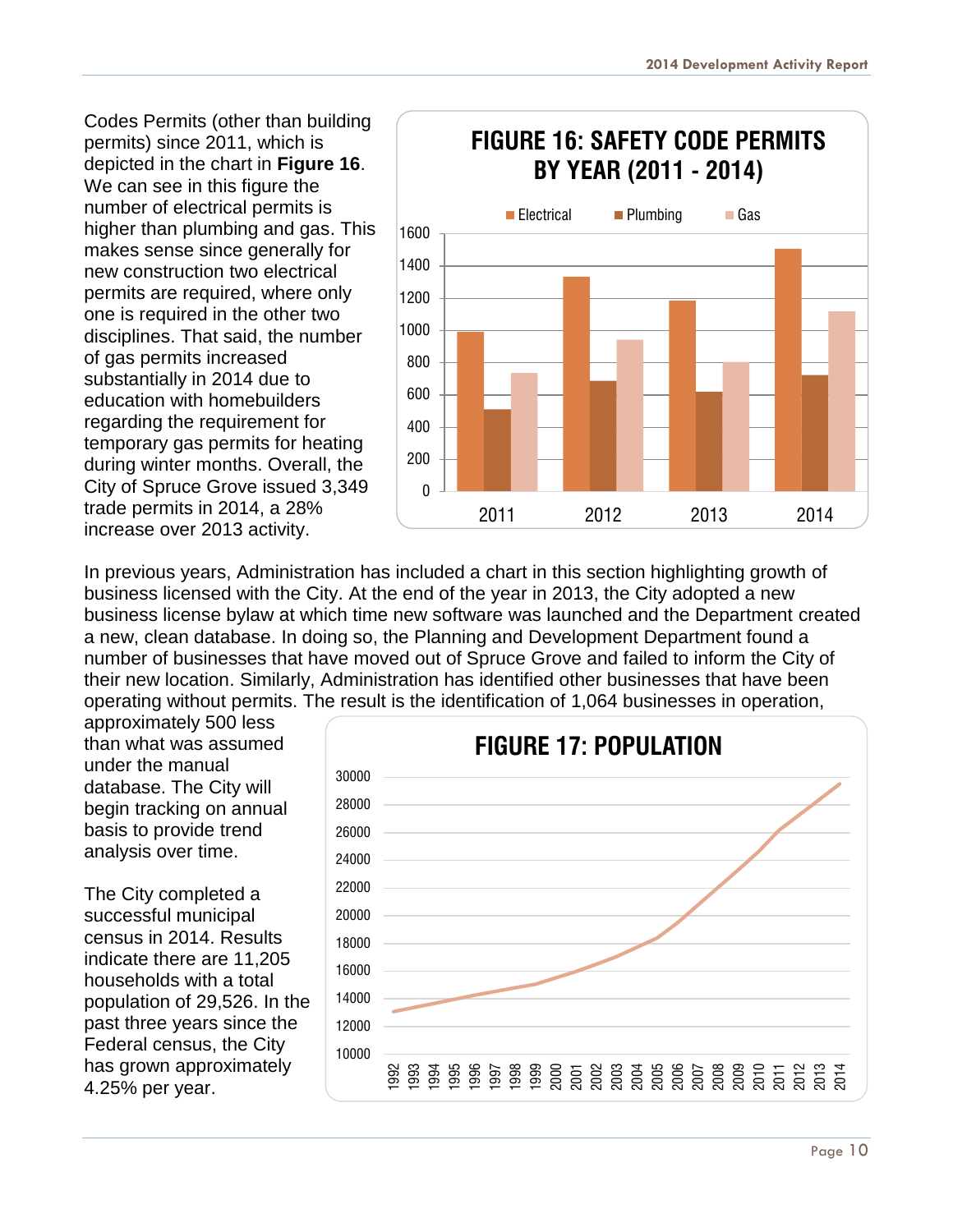Codes Permits (other than building permits) since 2011, which is depicted in the chart in **Figure 16**. We can see in this figure the number of electrical permits is higher than plumbing and gas. This makes sense since generally for new construction two electrical permits are required, where only one is required in the other two disciplines. That said, the number of gas permits increased substantially in 2014 due to education with homebuilders regarding the requirement for temporary gas permits for heating during winter months. Overall, the City of Spruce Grove issued 3,349 trade permits in 2014, a 28% increase over 2013 activity.

**FIGURE 16: SAFETY CODE PERMITS BY YEAR (2011 - 2014)**

In previous years, Administration has included a chart in this section highlighting growth of business licensed with the City. At the end of the year in 2013, the City adopted a new business license bylaw at which time new software was launched and the Department created a new, clean database. In doing so, the Planning and Development Department found a number of businesses that have moved out of Spruce Grove and failed to inform the City of their new location. Similarly, Administration has identified other businesses that have been operating without permits. The result is the identification of 1,064 businesses in operation, approximately 500 less than what was assumed under the manual database. The City will begin tracking on annual basis to provide trend analysis over time.

The City completed a successful municipal census in 2014. Results indicate there are 11,205 households with a total population of 29,526. In the past three years since the Federal census, the City has grown approximately 4.25% per year.

**FIGURE 17: POPULATION**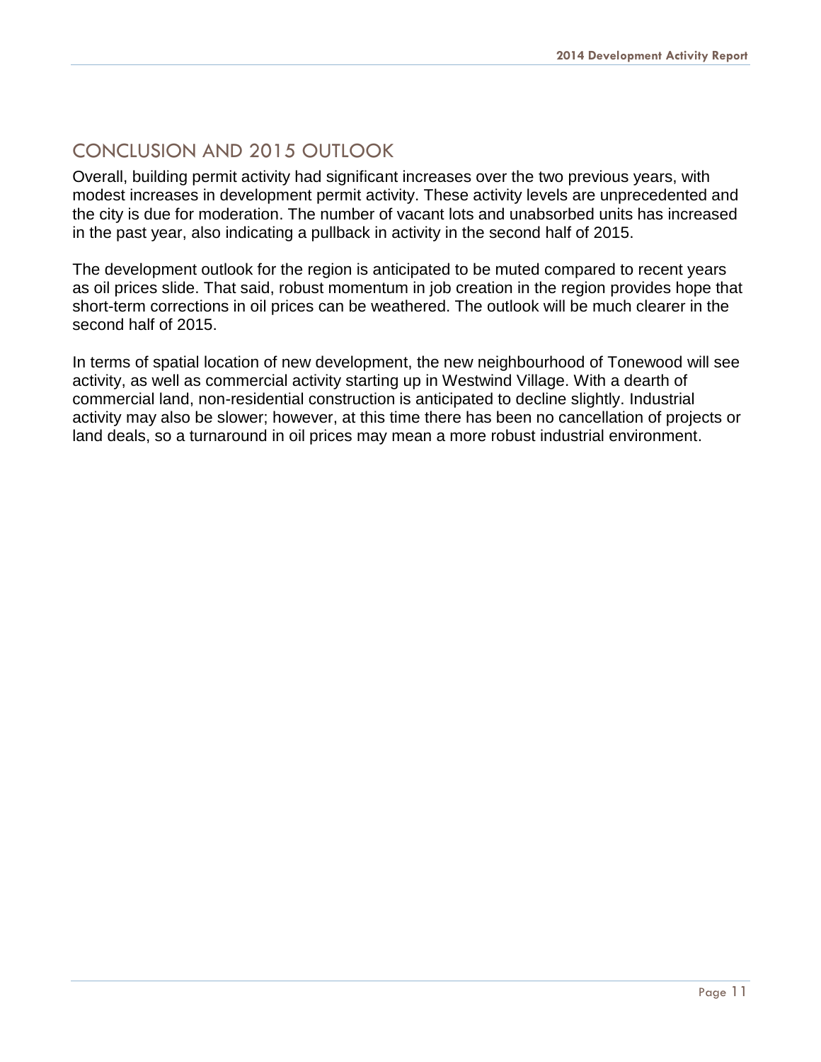## CONCLUSION AND 2015 OUTLOOK

Overall, building permit activity had significant increases over the two previous years, with modest increases in development permit activity. These activity levels are unprecedented and the city is due for moderation. The number of vacant lots and unabsorbed units has increased in the past year, also indicating a pullback in activity in the second half of 2015.

The development outlook for the region is anticipated to be muted compared to recent years as oil prices slide. That said, robust momentum in job creation in the region provides hope that short-term corrections in oil prices can be weathered. The outlook will be much clearer in the second half of 2015.

In terms of spatial location of new development, the new neighbourhood of Tonewood will see activity, as well as commercial activity starting up in Westwind Village. With a dearth of commercial land, non-residential construction is anticipated to decline slightly. Industrial activity may also be slower; however, at this time there has been no cancellation of projects or land deals, so a turnaround in oil prices may mean a more robust industrial environment.